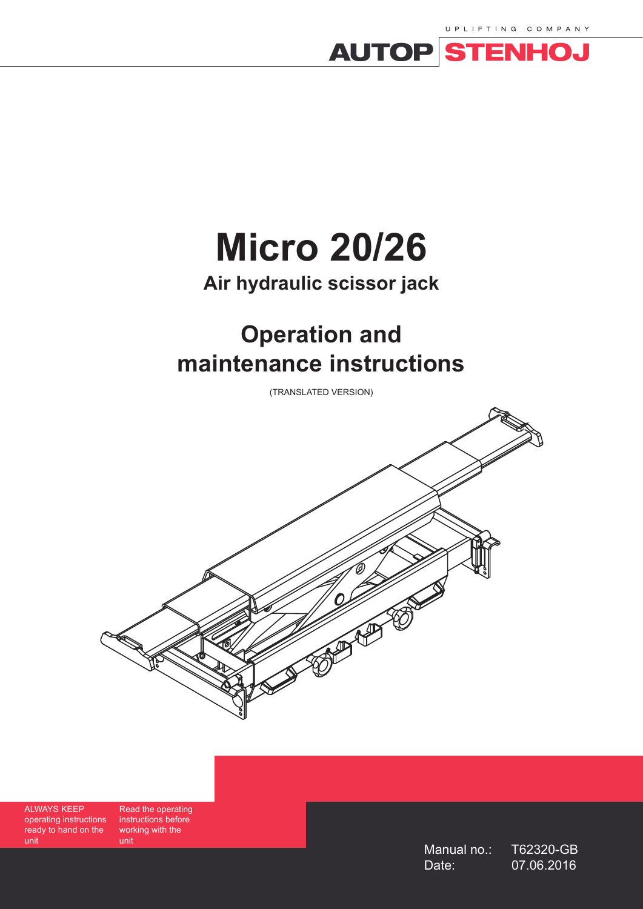UPLIFTING COMPANY

AUTOP STENHOJ

# Micro 20/26

## Air hydraulic scissor jack

# Operation and maintenance instructions

(TRANSLATED VERSION)

ALWAYS KEEP operating instructions ready to hand on the unit

Read the operating instructions before working with the unit

Manual no.: T62320-GB
Date: 07.06.2016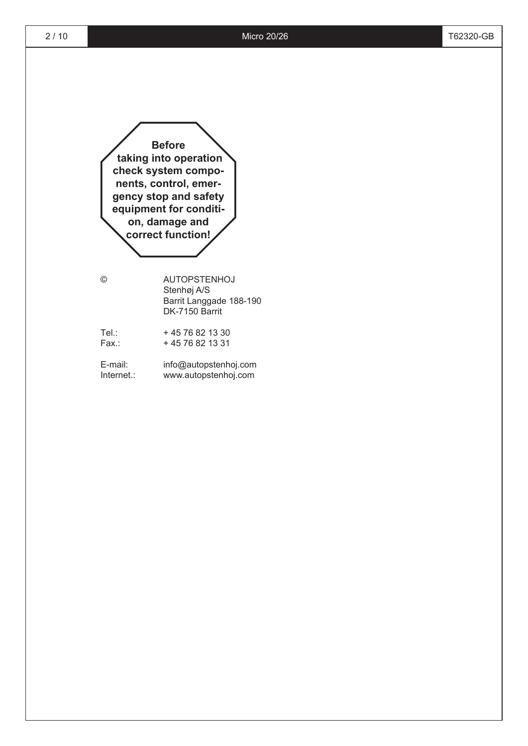**Before taking into operation check system components, control, emergency stop and safety equipment for condition, damage and correct function!**

| | |
|---|---|
| © | AUTOPSTENHOJ<br>Stenhøj A/S<br>Barrit Langgade 188-190<br>DK-7150 Barrit |
| Tel.: | + 45 76 82 13 30 |
| Fax.: | + 45 76 82 13 31 |
| E-mail: | info@autopstenhoj.com |
| Internet.: | www.autopstenhoj.com |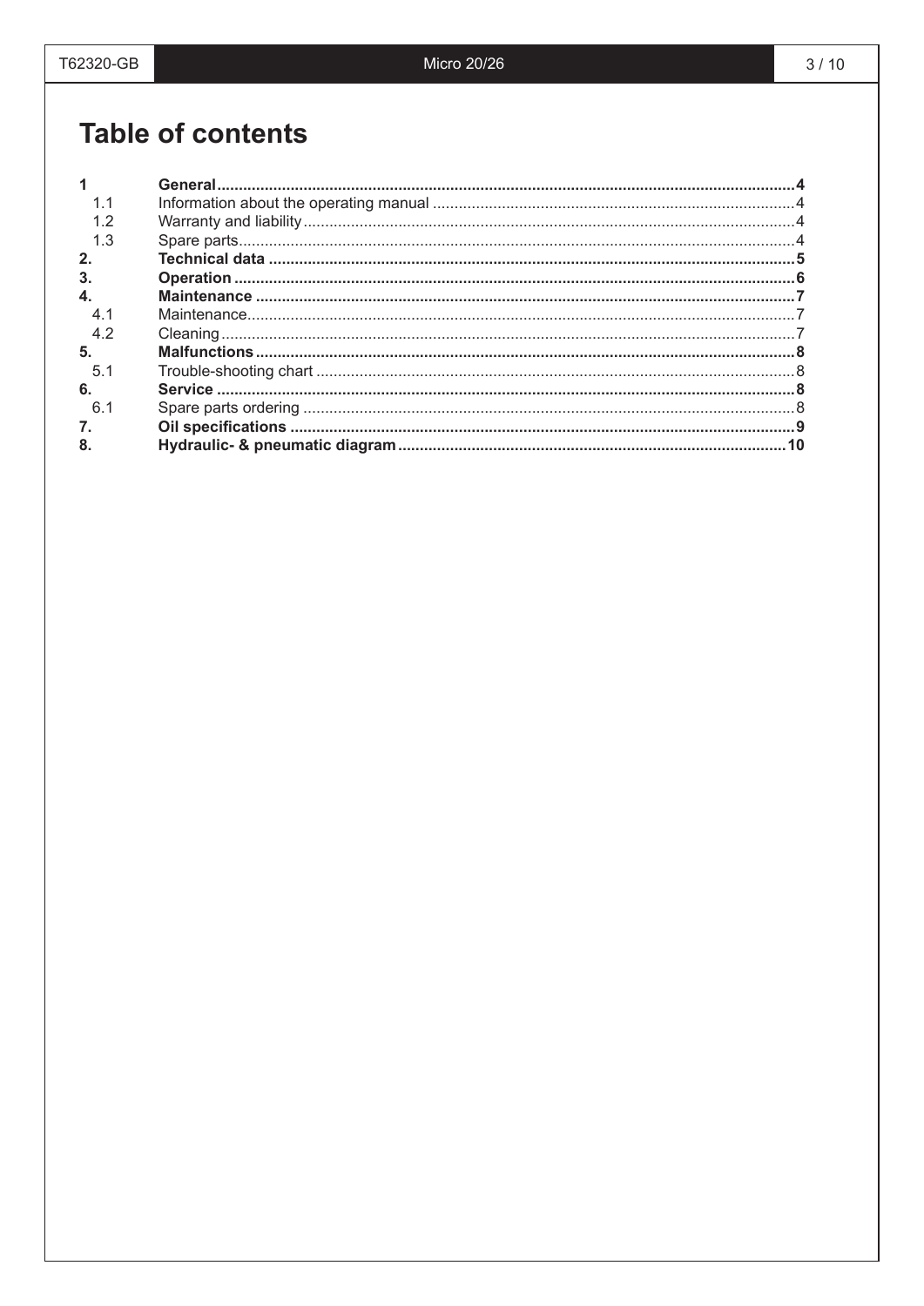# Table of contents

| | | |
|---|---|---|
| **1** | **General** | **4** |
| 1.1 | Information about the operating manual | 4 |
| 1.2 | Warranty and liability | 4 |
| 1.3 | Spare parts | 4 |
| **2.** | **Technical data** | **5** |
| **3.** | **Operation** | **6** |
| **4.** | **Maintenance** | **7** |
| 4.1 | Maintenance | 7 |
| 4.2 | Cleaning | 7 |
| **5.** | **Malfunctions** | **8** |
| 5.1 | Trouble-shooting chart | 8 |
| **6.** | **Service** | **8** |
| 6.1 | Spare parts ordering | 8 |
| **7.** | **Oil specifications** | **9** |
| **8.** | **Hydraulic- & pneumatic diagram** | **10** |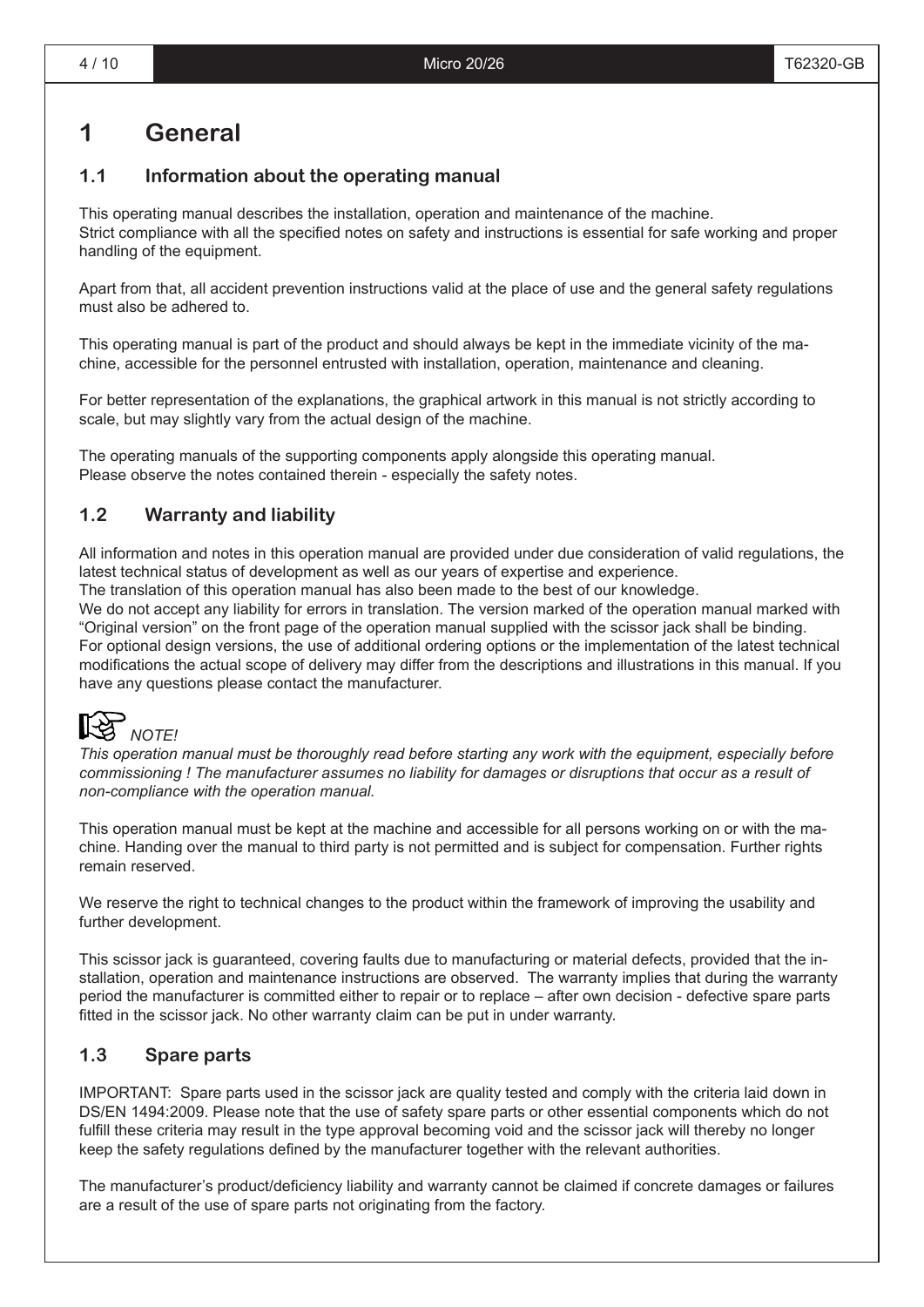# 1 General

## 1.1 Information about the operating manual

This operating manual describes the installation, operation and maintenance of the machine.
Strict compliance with all the specified notes on safety and instructions is essential for safe working and proper handling of the equipment.

Apart from that, all accident prevention instructions valid at the place of use and the general safety regulations must also be adhered to.

This operating manual is part of the product and should always be kept in the immediate vicinity of the machine, accessible for the personnel entrusted with installation, operation, maintenance and cleaning.

For better representation of the explanations, the graphical artwork in this manual is not strictly according to scale, but may slightly vary from the actual design of the machine.

The operating manuals of the supporting components apply alongside this operating manual.
Please observe the notes contained therein - especially the safety notes.

## 1.2 Warranty and liability

All information and notes in this operation manual are provided under due consideration of valid regulations, the latest technical status of development as well as our years of expertise and experience.
The translation of this operation manual has also been made to the best of our knowledge.
We do not accept any liability for errors in translation. The version marked of the operation manual marked with "Original version" on the front page of the operation manual supplied with the scissor jack shall be binding.
For optional design versions, the use of additional ordering options or the implementation of the latest technical modifications the actual scope of delivery may differ from the descriptions and illustrations in this manual. If you have any questions please contact the manufacturer.

*NOTE!*
*This operation manual must be thoroughly read before starting any work with the equipment, especially before commissioning ! The manufacturer assumes no liability for damages or disruptions that occur as a result of non-compliance with the operation manual.*

This operation manual must be kept at the machine and accessible for all persons working on or with the machine. Handing over the manual to third party is not permitted and is subject for compensation. Further rights remain reserved.

We reserve the right to technical changes to the product within the framework of improving the usability and further development.

This scissor jack is guaranteed, covering faults due to manufacturing or material defects, provided that the installation, operation and maintenance instructions are observed. The warranty implies that during the warranty period the manufacturer is committed either to repair or to replace – after own decision - defective spare parts fitted in the scissor jack. No other warranty claim can be put in under warranty.

## 1.3 Spare parts

IMPORTANT: Spare parts used in the scissor jack are quality tested and comply with the criteria laid down in DS/EN 1494:2009. Please note that the use of safety spare parts or other essential components which do not fulfill these criteria may result in the type approval becoming void and the scissor jack will thereby no longer keep the safety regulations defined by the manufacturer together with the relevant authorities.

The manufacturer's product/deficiency liability and warranty cannot be claimed if concrete damages or failures are a result of the use of spare parts not originating from the factory.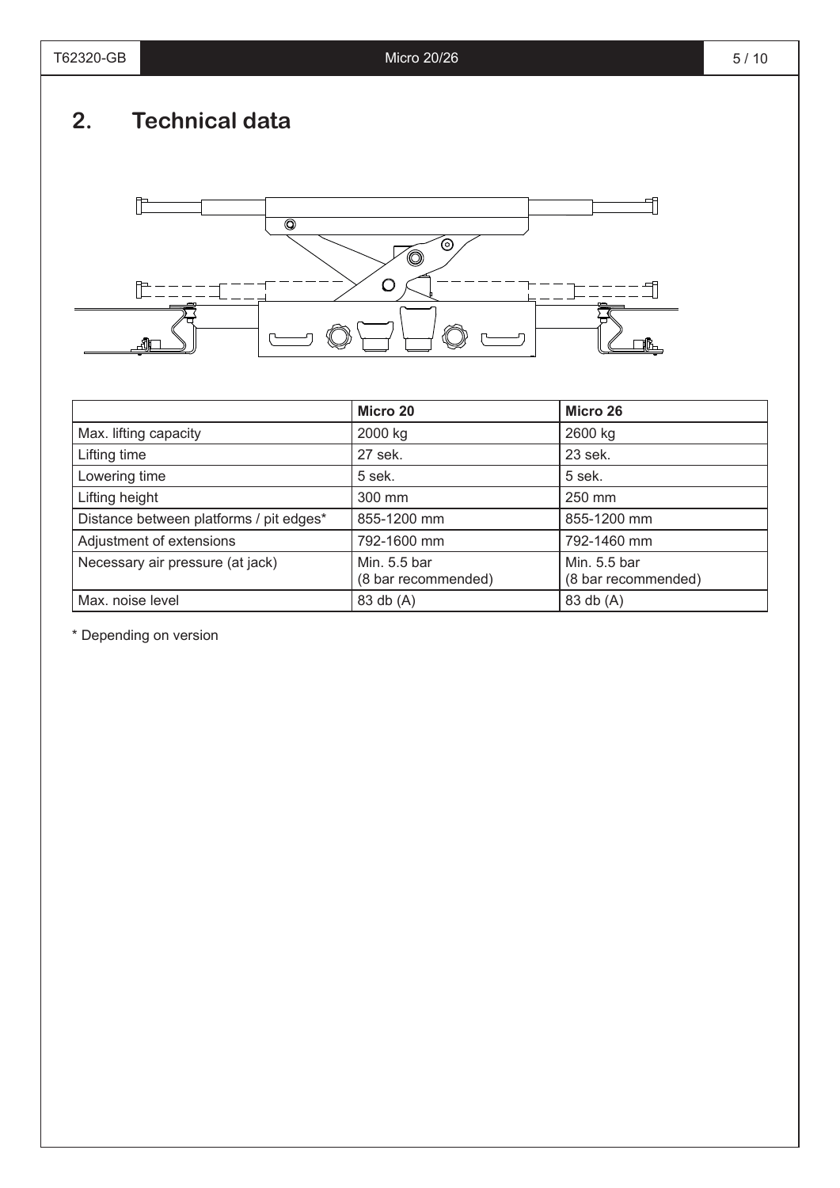## 2. Technical data

| | Micro 20 | Micro 26 |
|---|---|---|
| Max. lifting capacity | 2000 kg | 2600 kg |
| Lifting time | 27 sek. | 23 sek. |
| Lowering time | 5 sek. | 5 sek. |
| Lifting height | 300 mm | 250 mm |
| Distance between platforms / pit edges* | 855-1200 mm | 855-1200 mm |
| Adjustment of extensions | 792-1600 mm | 792-1460 mm |
| Necessary air pressure (at jack) | Min. 5.5 bar (8 bar recommended) | Min. 5.5 bar (8 bar recommended) |
| Max. noise level | 83 db (A) | 83 db (A) |

* Depending on version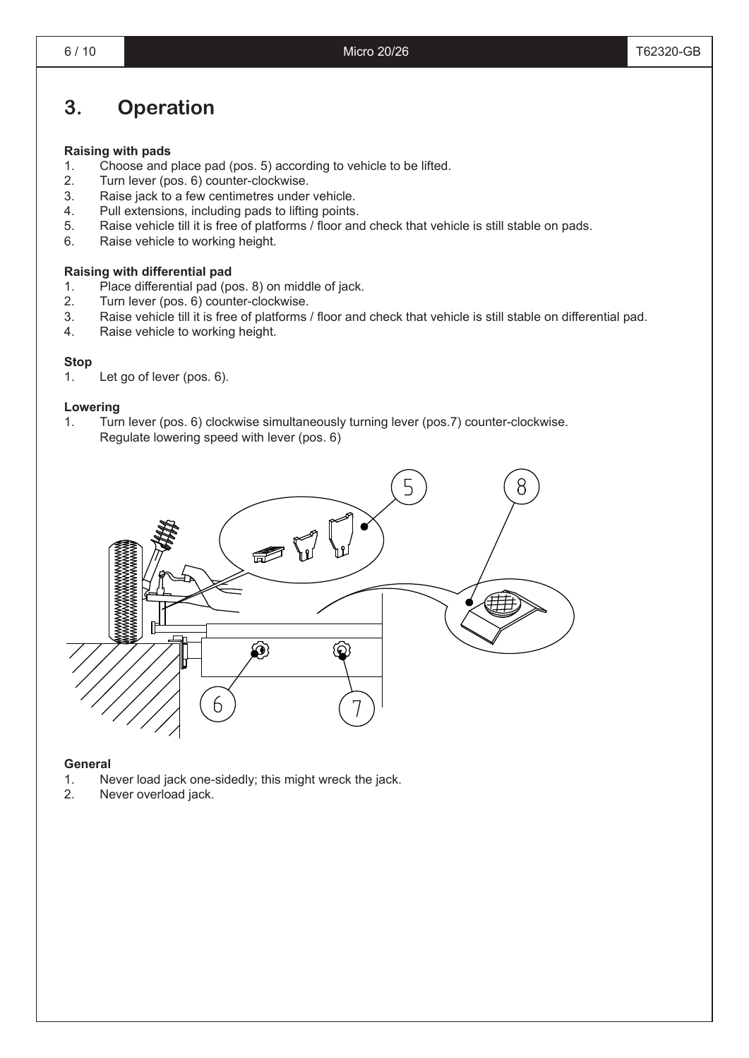# 3. Operation

**Raising with pads**

1. Choose and place pad (pos. 5) according to vehicle to be lifted.
2. Turn lever (pos. 6) counter-clockwise.
3. Raise jack to a few centimetres under vehicle.
4. Pull extensions, including pads to lifting points.
5. Raise vehicle till it is free of platforms / floor and check that vehicle is still stable on pads.
6. Raise vehicle to working height.

**Raising with differential pad**

1. Place differential pad (pos. 8) on middle of jack.
2. Turn lever (pos. 6) counter-clockwise.
3. Raise vehicle till it is free of platforms / floor and check that vehicle is still stable on differential pad.
4. Raise vehicle to working height.

**Stop**

1. Let go of lever (pos. 6).

**Lowering**

1. Turn lever (pos. 6) clockwise simultaneously turning lever (pos.7) counter-clockwise. Regulate lowering speed with lever (pos. 6)

**General**

1. Never load jack one-sidedly; this might wreck the jack.
2. Never overload jack.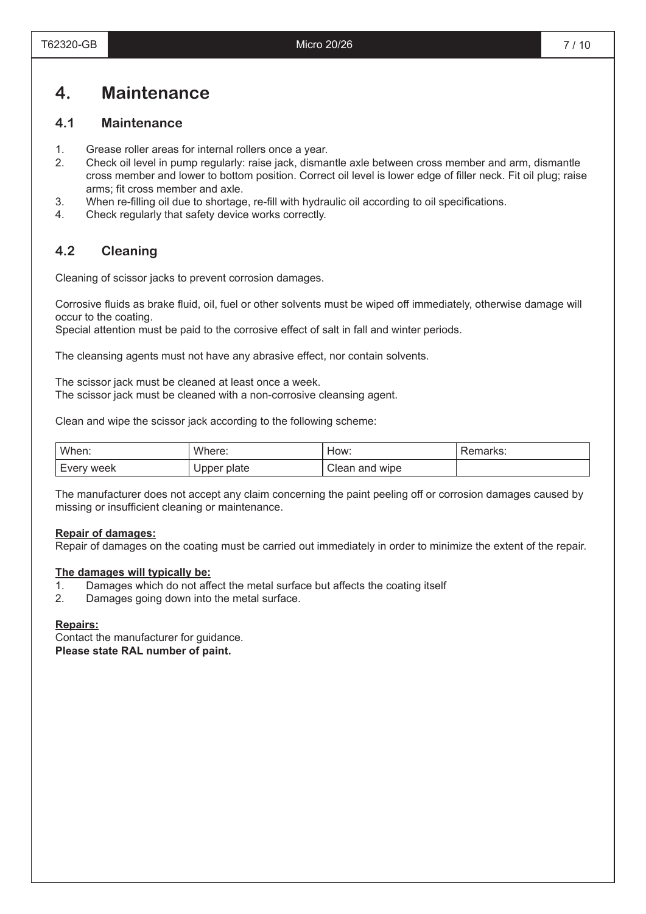# 4. Maintenance

## 4.1 Maintenance

1. Grease roller areas for internal rollers once a year.
2. Check oil level in pump regularly: raise jack, dismantle axle between cross member and arm, dismantle cross member and lower to bottom position. Correct oil level is lower edge of filler neck. Fit oil plug; raise arms; fit cross member and axle.
3. When re-filling oil due to shortage, re-fill with hydraulic oil according to oil specifications.
4. Check regularly that safety device works correctly.

## 4.2 Cleaning

Cleaning of scissor jacks to prevent corrosion damages.

Corrosive fluids as brake fluid, oil, fuel or other solvents must be wiped off immediately, otherwise damage will occur to the coating.
Special attention must be paid to the corrosive effect of salt in fall and winter periods.

The cleansing agents must not have any abrasive effect, nor contain solvents.

The scissor jack must be cleaned at least once a week.
The scissor jack must be cleaned with a non-corrosive cleansing agent.

Clean and wipe the scissor jack according to the following scheme:

| When: | Where: | How: | Remarks: |
|---|---|---|---|
| Every week | Upper plate | Clean and wipe | |

The manufacturer does not accept any claim concerning the paint peeling off or corrosion damages caused by missing or insufficient cleaning or maintenance.

**Repair of damages:**
Repair of damages on the coating must be carried out immediately in order to minimize the extent of the repair.

**The damages will typically be:**
1. Damages which do not affect the metal surface but affects the coating itself
2. Damages going down into the metal surface.

**Repairs:**
Contact the manufacturer for guidance.
**Please state RAL number of paint.**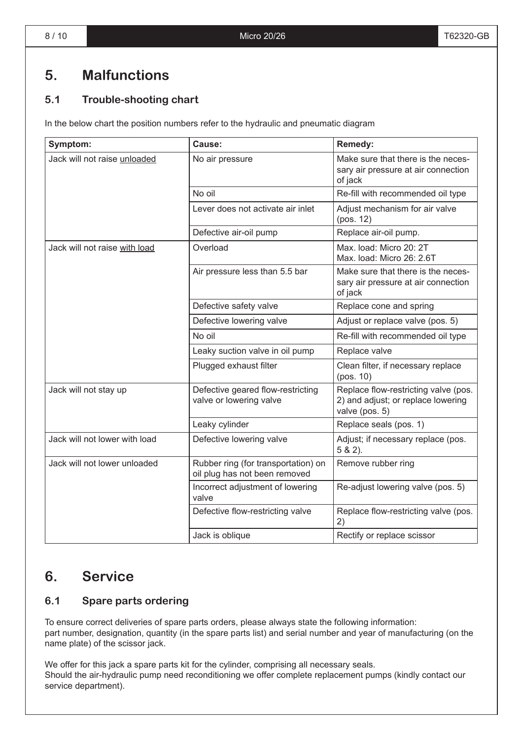# 5. Malfunctions

## 5.1 Trouble-shooting chart

In the below chart the position numbers refer to the hydraulic and pneumatic diagram

| Symptom: | Cause: | Remedy: |
|---|---|---|
| Jack will not raise unloaded | No air pressure | Make sure that there is the necessary air pressure at air connection of jack |
| | No oil | Re-fill with recommended oil type |
| | Lever does not activate air inlet | Adjust mechanism for air valve (pos. 12) |
| | Defective air-oil pump | Replace air-oil pump. |
| Jack will not raise with load | Overload | Max. load: Micro 20: 2T<br>Max. load: Micro 26: 2.6T |
| | Air pressure less than 5.5 bar | Make sure that there is the necessary air pressure at air connection of jack |
| | Defective safety valve | Replace cone and spring |
| | Defective lowering valve | Adjust or replace valve (pos. 5) |
| | No oil | Re-fill with recommended oil type |
| | Leaky suction valve in oil pump | Replace valve |
| | Plugged exhaust filter | Clean filter, if necessary replace (pos. 10) |
| Jack will not stay up | Defective geared flow-restricting valve or lowering valve | Replace flow-restricting valve (pos. 2) and adjust; or replace lowering valve (pos. 5) |
| | Leaky cylinder | Replace seals (pos. 1) |
| Jack will not lower with load | Defective lowering valve | Adjust; if necessary replace (pos. 5 & 2). |
| Jack will not lower unloaded | Rubber ring (for transportation) on oil plug has not been removed | Remove rubber ring |
| | Incorrect adjustment of lowering valve | Re-adjust lowering valve (pos. 5) |
| | Defective flow-restricting valve | Replace flow-restricting valve (pos. 2) |
| | Jack is oblique | Rectify or replace scissor |

# 6. Service

## 6.1 Spare parts ordering

To ensure correct deliveries of spare parts orders, please always state the following information:
part number, designation, quantity (in the spare parts list) and serial number and year of manufacturing (on the name plate) of the scissor jack.

We offer for this jack a spare parts kit for the cylinder, comprising all necessary seals.
Should the air-hydraulic pump need reconditioning we offer complete replacement pumps (kindly contact our service department).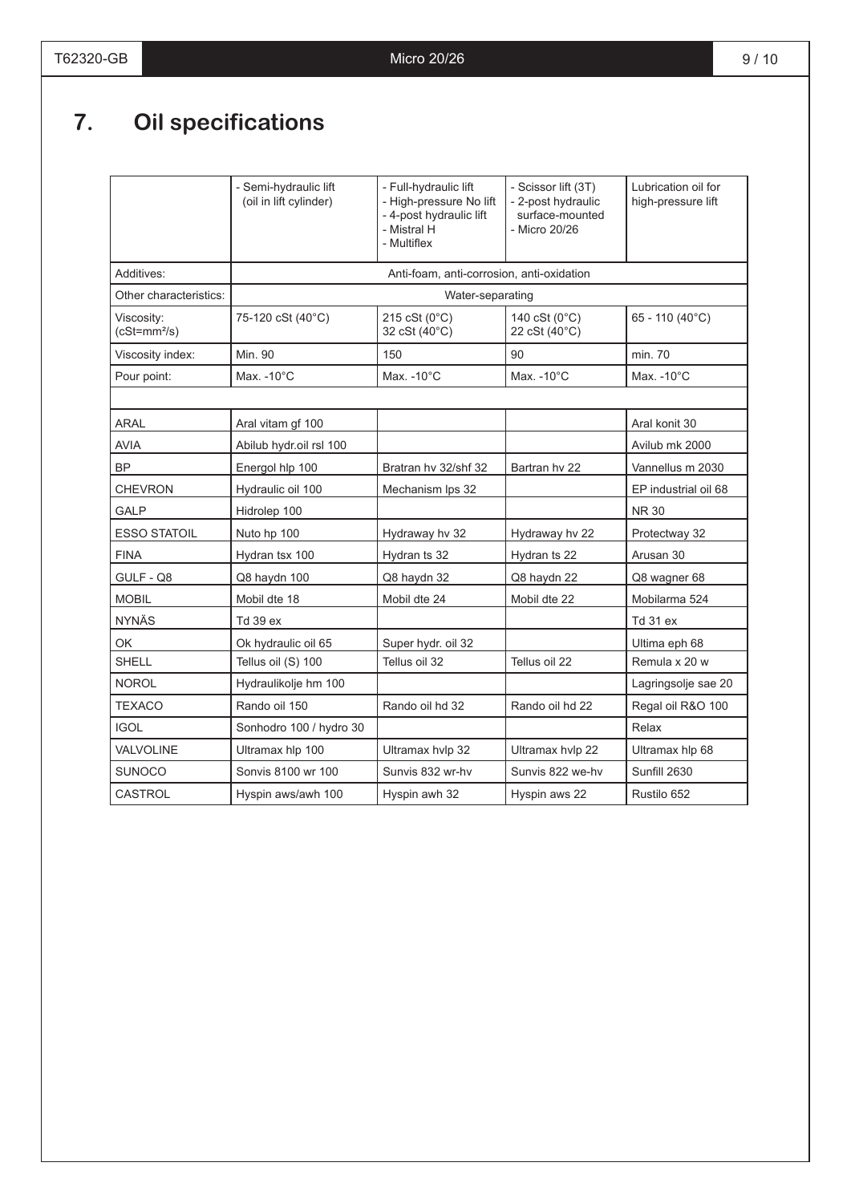# 7. Oil specifications

| | - Semi-hydraulic lift (oil in lift cylinder) | - Full-hydraulic lift - High-pressure No lift - 4-post hydraulic lift - Mistral H - Multiflex | - Scissor lift (3T) - 2-post hydraulic surface-mounted - Micro 20/26 | Lubrication oil for high-pressure lift |
|---|---|---|---|---|
| Additives: | Anti-foam, anti-corrosion, anti-oxidation | | | |
| Other characteristics: | Water-separating | | | |
| Viscosity: (cSt=mm²/s) | 75-120 cSt (40°C) | 215 cSt (0°C) 32 cSt (40°C) | 140 cSt (0°C) 22 cSt (40°C) | 65 - 110 (40°C) |
| Viscosity index: | Min. 90 | 150 | 90 | min. 70 |
| Pour point: | Max. -10°C | Max. -10°C | Max. -10°C | Max. -10°C |
| | | | | |
| ARAL | Aral vitam gf 100 | | | Aral konit 30 |
| AVIA | Abilub hydr.oil rsl 100 | | | Avilub mk 2000 |
| BP | Energol hlp 100 | Bratran hv 32/shf 32 | Bartran hv 22 | Vannellus m 2030 |
| CHEVRON | Hydraulic oil 100 | Mechanism lps 32 | | EP industrial oil 68 |
| GALP | Hidrolep 100 | | | NR 30 |
| ESSO STATOIL | Nuto hp 100 | Hydraway hv 32 | Hydraway hv 22 | Protectway 32 |
| FINA | Hydran tsx 100 | Hydran ts 32 | Hydran ts 22 | Arusan 30 |
| GULF - Q8 | Q8 haydn 100 | Q8 haydn 32 | Q8 haydn 22 | Q8 wagner 68 |
| MOBIL | Mobil dte 18 | Mobil dte 24 | Mobil dte 22 | Mobilarma 524 |
| NYNÄS | Td 39 ex | | | Td 31 ex |
| OK | Ok hydraulic oil 65 | Super hydr. oil 32 | | Ultima eph 68 |
| SHELL | Tellus oil (S) 100 | Tellus oil 32 | Tellus oil 22 | Remula x 20 w |
| NOROL | Hydraulikolje hm 100 | | | Lagringsolje sae 20 |
| TEXACO | Rando oil 150 | Rando oil hd 32 | Rando oil hd 22 | Regal oil R&O 100 |
| IGOL | Sonhodro 100 / hydro 30 | | | Relax |
| VALVOLINE | Ultramax hlp 100 | Ultramax hvlp 32 | Ultramax hvlp 22 | Ultramax hlp 68 |
| SUNOCO | Sonvis 8100 wr 100 | Sunvis 832 wr-hv | Sunvis 822 we-hv | Sunfill 2630 |
| CASTROL | Hyspin aws/awh 100 | Hyspin awh 32 | Hyspin aws 22 | Rustilo 652 |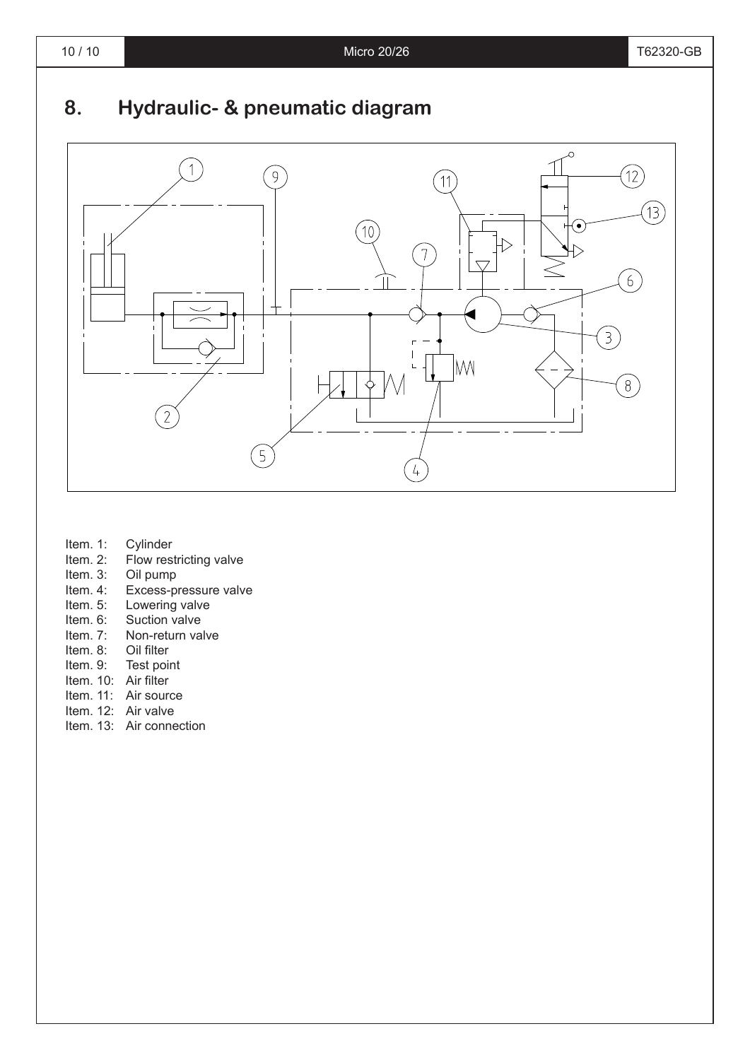# 8. Hydraulic- & pneumatic diagram

1
9
11
12
13
10
7
6
3
8
2
5
4

- Item. 1: Cylinder
- Item. 2: Flow restricting valve
- Item. 3: Oil pump
- Item. 4: Excess-pressure valve
- Item. 5: Lowering valve
- Item. 6: Suction valve
- Item. 7: Non-return valve
- Item. 8: Oil filter
- Item. 9: Test point
- Item. 10: Air filter
- Item. 11: Air source
- Item. 12: Air valve
- Item. 13: Air connection